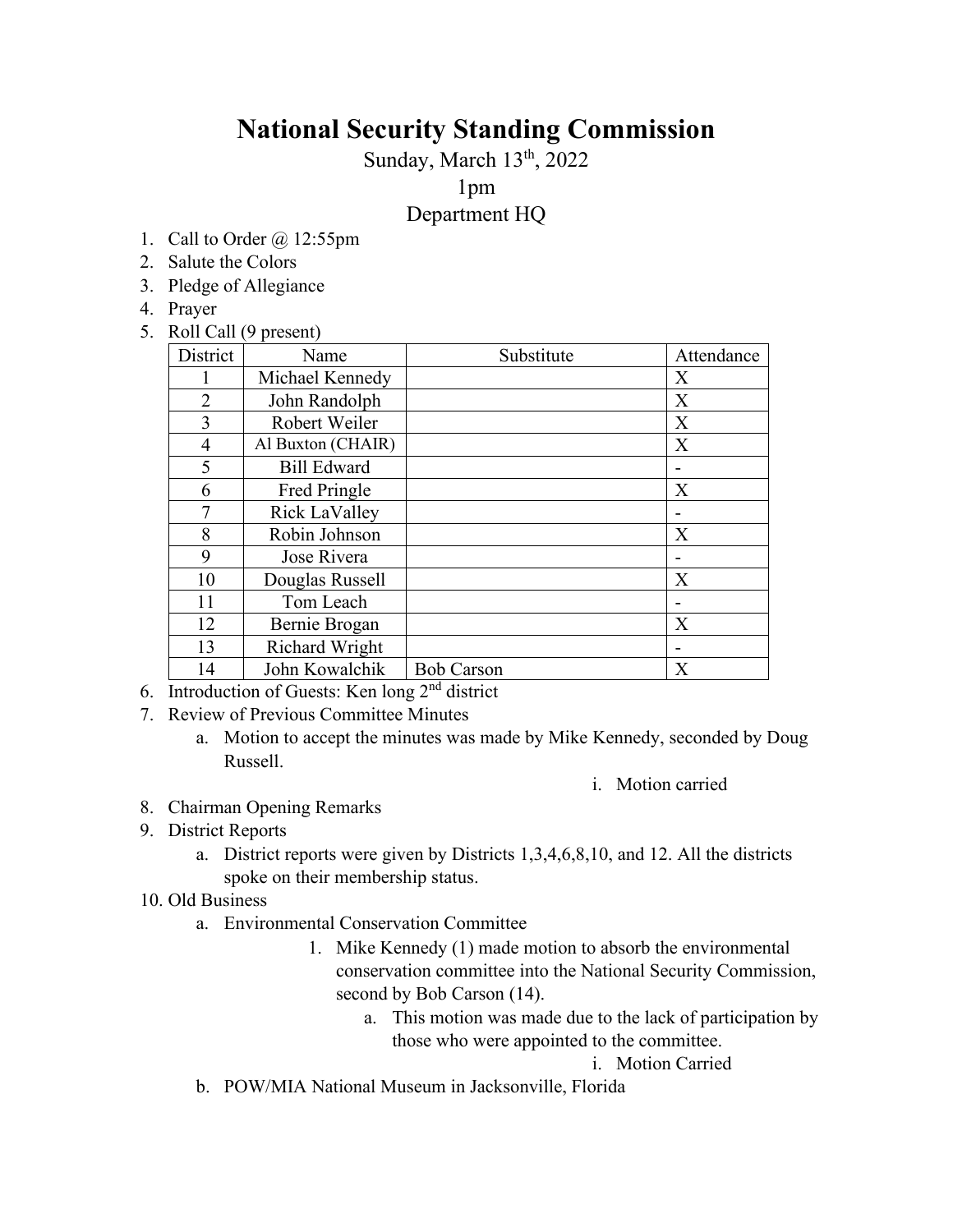# National Security Standing Commission

Sunday, March 13th, 2022

1pm

Department HQ

1. Call to Order @ 12:55pm
2. Salute the Colors
3. Pledge of Allegiance
4. Prayer
5. Roll Call (9 present)

| District | Name | Substitute | Attendance |
|---|---|---|---|
| 1 | Michael Kennedy | | X |
| 2 | John Randolph | | X |
| 3 | Robert Weiler | | X |
| 4 | Al Buxton (CHAIR) | | X |
| 5 | Bill Edward | | - |
| 6 | Fred Pringle | | X |
| 7 | Rick LaValley | | - |
| 8 | Robin Johnson | | X |
| 9 | Jose Rivera | | - |
| 10 | Douglas Russell | | X |
| 11 | Tom Leach | | - |
| 12 | Bernie Brogan | | X |
| 13 | Richard Wright | | - |
| 14 | John Kowalchik | Bob Carson | X |

6. Introduction of Guests: Ken long 2nd district
7. Review of Previous Committee Minutes
   a. Motion to accept the minutes was made by Mike Kennedy, seconded by Doug Russell.
      i. Motion carried
8. Chairman Opening Remarks
9. District Reports
   a. District reports were given by Districts 1,3,4,6,8,10, and 12. All the districts spoke on their membership status.
10. Old Business
    a. Environmental Conservation Committee
       1. Mike Kennedy (1) made motion to absorb the environmental conservation committee into the National Security Commission, second by Bob Carson (14).
          a. This motion was made due to the lack of participation by those who were appointed to the committee.
             i. Motion Carried
    b. POW/MIA National Museum in Jacksonville, Florida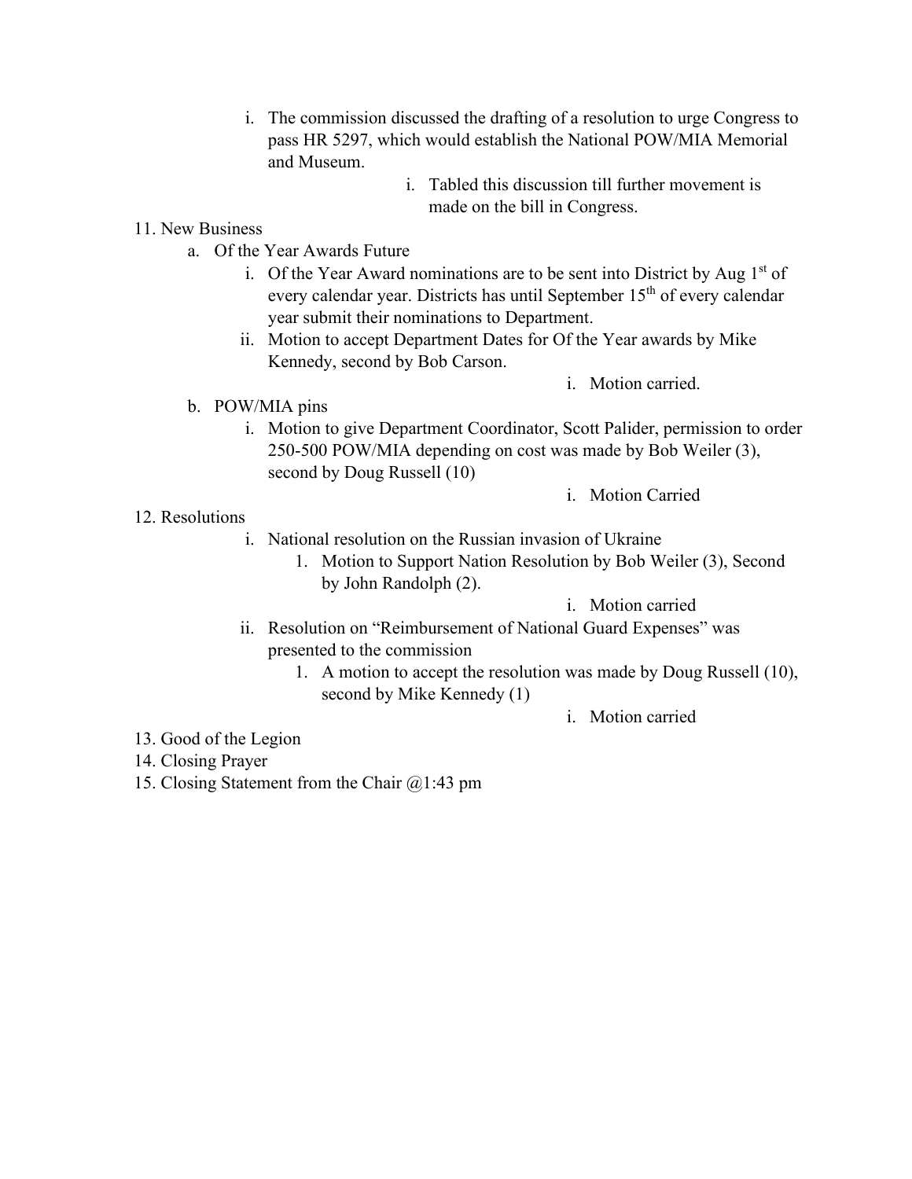- i. The commission discussed the drafting of a resolution to urge Congress to pass HR 5297, which would establish the National POW/MIA Memorial and Museum.
  - i. Tabled this discussion till further movement is made on the bill in Congress.

11. New Business
    - a. Of the Year Awards Future
      - i. Of the Year Award nominations are to be sent into District by Aug 1st of every calendar year. Districts has until September 15th of every calendar year submit their nominations to Department.
      - ii. Motion to accept Department Dates for Of the Year awards by Mike Kennedy, second by Bob Carson.
        - i. Motion carried.
    - b. POW/MIA pins
      - i. Motion to give Department Coordinator, Scott Palider, permission to order 250-500 POW/MIA depending on cost was made by Bob Weiler (3), second by Doug Russell (10)
        - i. Motion Carried
12. Resolutions
    - i. National resolution on the Russian invasion of Ukraine
      1. Motion to Support Nation Resolution by Bob Weiler (3), Second by John Randolph (2).
         - i. Motion carried
    - ii. Resolution on "Reimbursement of National Guard Expenses" was presented to the commission
      1. A motion to accept the resolution was made by Doug Russell (10), second by Mike Kennedy (1)
         - i. Motion carried
13. Good of the Legion
14. Closing Prayer
15. Closing Statement from the Chair @1:43 pm